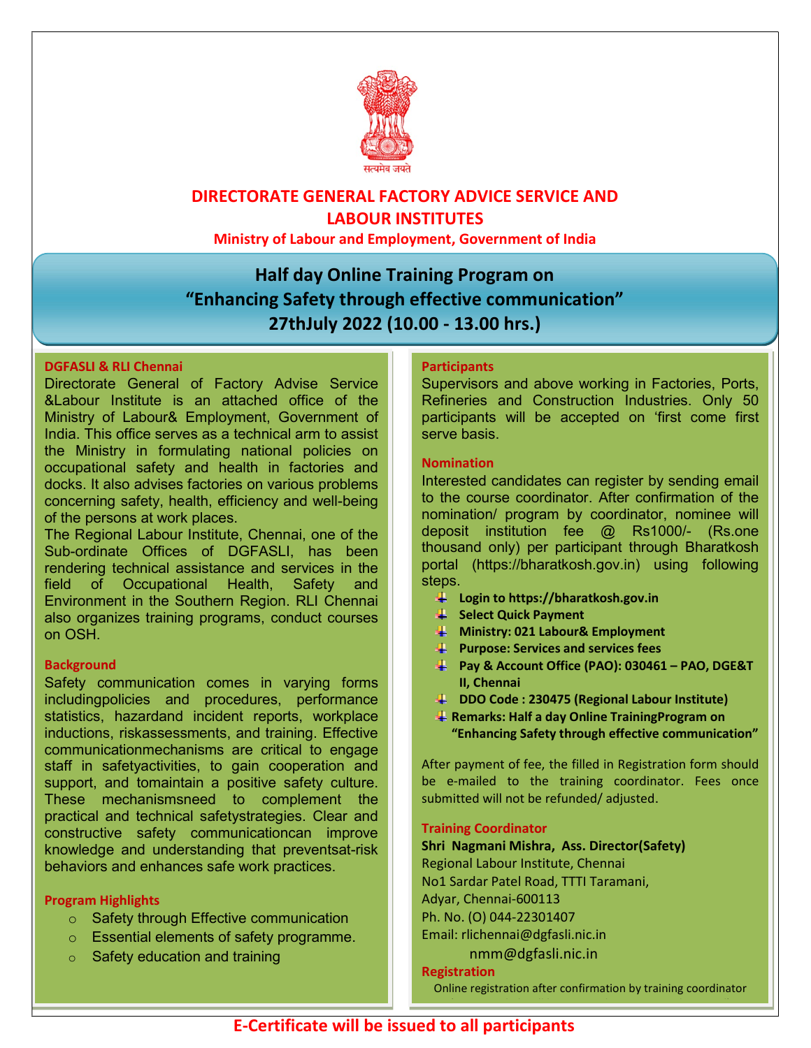सत्यमेव जयते

# DIRECTORATE GENERAL FACTORY ADVICE SERVICE AND LABOUR INSTITUTES

**Ministry of Labour and Employment, Government of India**

## Half day Online Training Program on "Enhancing Safety through effective communication"

## 27thJuly 2022 (10.00 - 13.00 hrs.)

### DGFASLI & RLI Chennai

Directorate General of Factory Advise Service &Labour Institute is an attached office of the Ministry of Labour& Employment, Government of India. This office serves as a technical arm to assist the Ministry in formulating national policies on occupational safety and health in factories and docks. It also advises factories on various problems concerning safety, health, efficiency and well-being of the persons at work places.

The Regional Labour Institute, Chennai, one of the Sub-ordinate Offices of DGFASLI, has been rendering technical assistance and services in the field of Occupational Health, Safety and Environment in the Southern Region. RLI Chennai also organizes training programs, conduct courses on OSH.

### Background

Safety communication comes in varying forms includingpolicies and procedures, performance statistics, hazardand incident reports, workplace inductions, riskassessments, and training. Effective communicationmechanisms are critical to engage staff in safetyactivities, to gain cooperation and support, and tomaintain a positive safety culture. These mechanismsneed to complement the practical and technical safetystrategies. Clear and constructive safety communicationcan improve knowledge and understanding that preventsat-risk behaviors and enhances safe work practices.

### Program Highlights

- Safety through Effective communication
- Essential elements of safety programme.
- Safety education and training

### Participants

Supervisors and above working in Factories, Ports, Refineries and Construction Industries. Only 50 participants will be accepted on 'first come first serve basis.

### Nomination

Interested candidates can register by sending email to the course coordinator. After confirmation of the nomination/ program by coordinator, nominee will deposit institution fee @ Rs1000/- (Rs.one thousand only) per participant through Bharatkosh portal (https://bharatkosh.gov.in) using following steps.

- **Login to https://bharatkosh.gov.in**
- **Select Quick Payment**
- **Ministry: 021 Labour& Employment**
- **Purpose: Services and services fees**
- **Pay & Account Office (PAO): 030461 – PAO, DGE&T II, Chennai**
- **DDO Code : 230475 (Regional Labour Institute)**
- **Remarks: Half a day Online TrainingProgram on "Enhancing Safety through effective communication"**

After payment of fee, the filled in Registration form should be e-mailed to the training coordinator. Fees once submitted will not be refunded/ adjusted.

### Training Coordinator

**Shri Nagmani Mishra, Ass. Director(Safety)**
Regional Labour Institute, Chennai
No1 Sardar Patel Road, TTTI Taramani,
Adyar, Chennai-600113
Ph. No. (O) 044-22301407
Email: rlichennai@dgfasli.nic.in
nmm@dgfasli.nic.in

### Registration

Online registration after confirmation by training coordinator

**E-Certificate will be issued to all participants**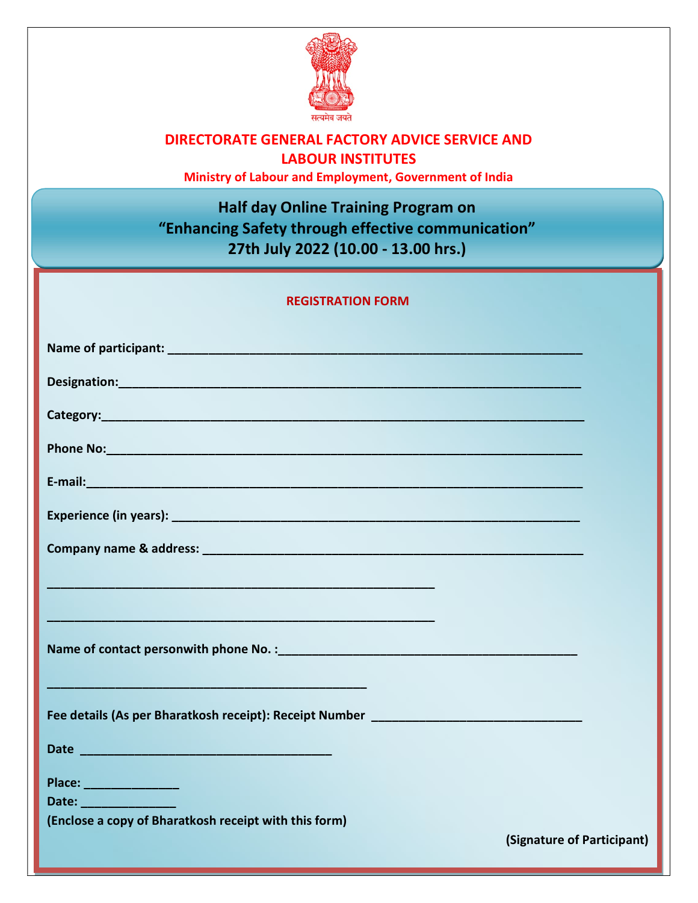सत्यमेव जयते

# DIRECTORATE GENERAL FACTORY ADVICE SERVICE AND LABOUR INSTITUTES

**Ministry of Labour and Employment, Government of India**

## Half day Online Training Program on “Enhancing Safety through effective communication” 27th July 2022 (10.00 - 13.00 hrs.)

### REGISTRATION FORM

**Name of participant:** ______________________________________________________________

**Designation:**______________________________________________________________________

**Category:**_________________________________________________________________________

**Phone No:**________________________________________________________________________

**E-mail:**___________________________________________________________________________

**Experience (in years):** ______________________________________________________________

**Company name & address:** __________________________________________________________

____________________________________________________________

____________________________________________________________

**Name of contact personwith phone No. :**_____________________________________________

__________________________________________________

**Fee details (As per Bharatkosh receipt): Receipt Number** _______________________________

**Date** _______________________________________

**Place:** ______________

**Date:** ______________

**(Enclose a copy of Bharatkosh receipt with this form)**

**(Signature of Participant)**